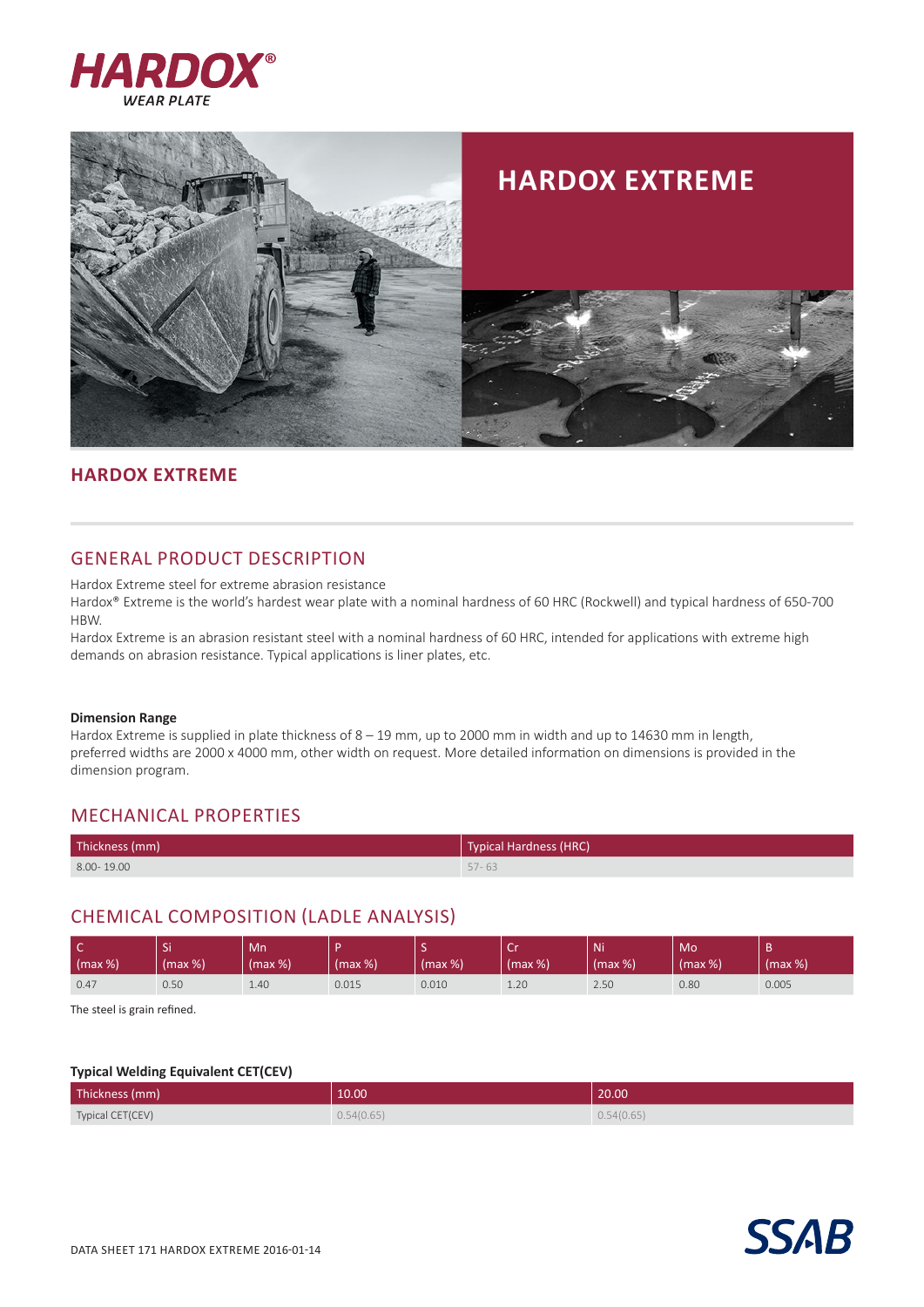# HARDOX EXTREME

## HARDOX EXTREME

## GENERAL PRODUCT DESCRIPTION

Hardox Extreme steel for extreme abrasion resistance
Hardox® Extreme is the world's hardest wear plate with a nominal hardness of 60 HRC (Rockwell) and typical hardness of 650-700 HBW.
Hardox Extreme is an abrasion resistant steel with a nominal hardness of 60 HRC, intended for applications with extreme high demands on abrasion resistance. Typical applications is liner plates, etc.

**Dimension Range**

Hardox Extreme is supplied in plate thickness of 8 – 19 mm, up to 2000 mm in width and up to 14630 mm in length, preferred widths are 2000 x 4000 mm, other width on request. More detailed information on dimensions is provided in the dimension program.

## MECHANICAL PROPERTIES

| Thickness (mm) | Typical Hardness (HRC) |
|---|---|
| 8.00- 19.00 | 57- 63 |

## CHEMICAL COMPOSITION (LADLE ANALYSIS)

| C (max %) | Si (max %) | Mn (max %) | P (max %) | S (max %) | Cr (max %) | Ni (max %) | Mo (max %) | B (max %) |
|---|---|---|---|---|---|---|---|---|
| 0.47 | 0.50 | 1.40 | 0.015 | 0.010 | 1.20 | 2.50 | 0.80 | 0.005 |

The steel is grain refined.

**Typical Welding Equivalent CET(CEV)**

| Thickness (mm) | 10.00 | 20.00 |
|---|---|---|
| Typical CET(CEV) | 0.54(0.65) | 0.54(0.65) |

DATA SHEET 171 HARDOX EXTREME 2016-01-14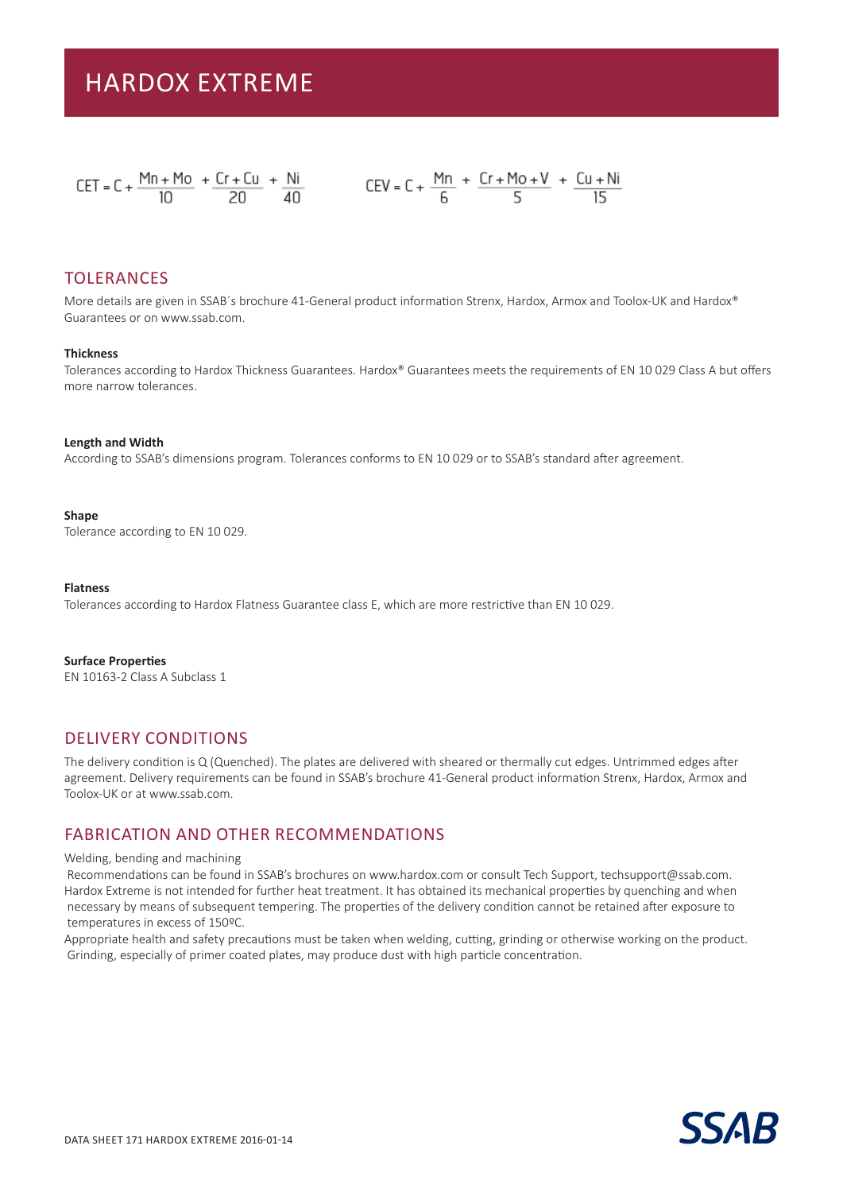# HARDOX EXTREME

$$CET = C + \frac{Mn + Mo}{10} + \frac{Cr + Cu}{20} + \frac{Ni}{40}$$

$$CEV = C + \frac{Mn}{6} + \frac{Cr + Mo + V}{5} + \frac{Cu + Ni}{15}$$

## TOLERANCES

More details are given in SSAB´s brochure 41-General product information Strenx, Hardox, Armox and Toolox-UK and Hardox® Guarantees or on www.ssab.com.

**Thickness**
Tolerances according to Hardox Thickness Guarantees. Hardox® Guarantees meets the requirements of EN 10 029 Class A but offers more narrow tolerances.

**Length and Width**
According to SSAB's dimensions program. Tolerances conforms to EN 10 029 or to SSAB's standard after agreement.

**Shape**
Tolerance according to EN 10 029.

**Flatness**
Tolerances according to Hardox Flatness Guarantee class E, which are more restrictive than EN 10 029.

**Surface Properties**
EN 10163-2 Class A Subclass 1

## DELIVERY CONDITIONS

The delivery condition is Q (Quenched). The plates are delivered with sheared or thermally cut edges. Untrimmed edges after agreement. Delivery requirements can be found in SSAB's brochure 41-General product information Strenx, Hardox, Armox and Toolox-UK or at www.ssab.com.

## FABRICATION AND OTHER RECOMMENDATIONS

Welding, bending and machining
Recommendations can be found in SSAB's brochures on www.hardox.com or consult Tech Support, techsupport@ssab.com.
Hardox Extreme is not intended for further heat treatment. It has obtained its mechanical properties by quenching and when necessary by means of subsequent tempering. The properties of the delivery condition cannot be retained after exposure to temperatures in excess of 150ºC.
Appropriate health and safety precautions must be taken when welding, cutting, grinding or otherwise working on the product. Grinding, especially of primer coated plates, may produce dust with high particle concentration.

DATA SHEET 171 HARDOX EXTREME 2016-01-14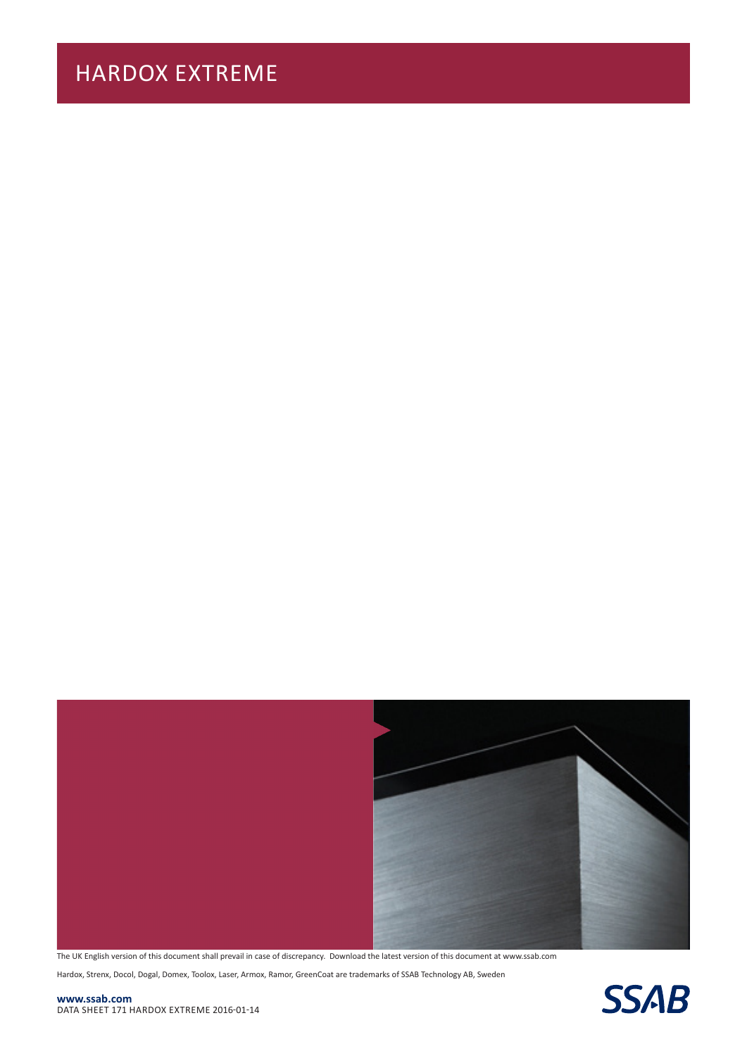# HARDOX EXTREME

The UK English version of this document shall prevail in case of discrepancy. Download the latest version of this document at www.ssab.com

Hardox, Strenx, Docol, Dogal, Domex, Toolox, Laser, Armox, Ramor, GreenCoat are trademarks of SSAB Technology AB, Sweden

**www.ssab.com**
DATA SHEET 171 HARDOX EXTREME 2016-01-14

SSAB